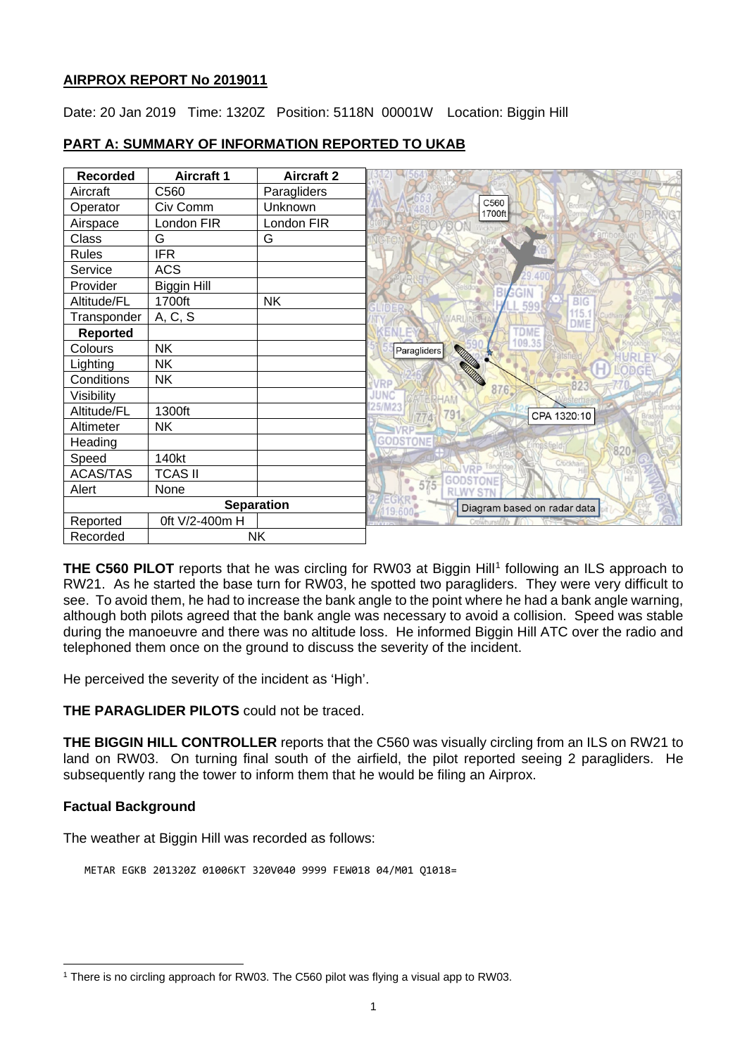## AIRPROX REPORT No 2019011

Date: 20 Jan 2019 Time: 1320Z Position: 5118N 00001W Location: Biggin Hill

## PART A: SUMMARY OF INFORMATION REPORTED TO UKAB

| Recorded | Aircraft 1 | Aircraft 2 |
|---|---|---|
| Aircraft | C560 | Paragliders |
| Operator | Civ Comm | Unknown |
| Airspace | London FIR | London FIR |
| Class | G | G |
| Rules | IFR | |
| Service | ACS | |
| Provider | Biggin Hill | |
| Altitude/FL | 1700ft | NK |
| Transponder | A, C, S | |
| **Reported** | | |
| Colours | NK | |
| Lighting | NK | |
| Conditions | NK | |
| Visibility | | |
| Altitude/FL | 1300ft | |
| Altimeter | NK | |
| Heading | | |
| Speed | 140kt | |
| ACAS/TAS | TCAS II | |
| Alert | None | |
| **Separation** | | |
| Reported | 0ft V/2-400m H | |
| Recorded | NK | |

Diagram based on radar data

**THE C560 PILOT** reports that he was circling for RW03 at Biggin Hill[1] following an ILS approach to RW21. As he started the base turn for RW03, he spotted two paragliders. They were very difficult to see. To avoid them, he had to increase the bank angle to the point where he had a bank angle warning, although both pilots agreed that the bank angle was necessary to avoid a collision. Speed was stable during the manoeuvre and there was no altitude loss. He informed Biggin Hill ATC over the radio and telephoned them once on the ground to discuss the severity of the incident.

He perceived the severity of the incident as 'High'.

**THE PARAGLIDER PILOTS** could not be traced.

**THE BIGGIN HILL CONTROLLER** reports that the C560 was visually circling from an ILS on RW21 to land on RW03. On turning final south of the airfield, the pilot reported seeing 2 paragliders. He subsequently rang the tower to inform them that he would be filing an Airprox.

### Factual Background

The weather at Biggin Hill was recorded as follows:

```
METAR EGKB 201320Z 01006KT 320V040 9999 FEW018 04/M01 Q1018=
```

[1] There is no circling approach for RW03. The C560 pilot was flying a visual app to RW03.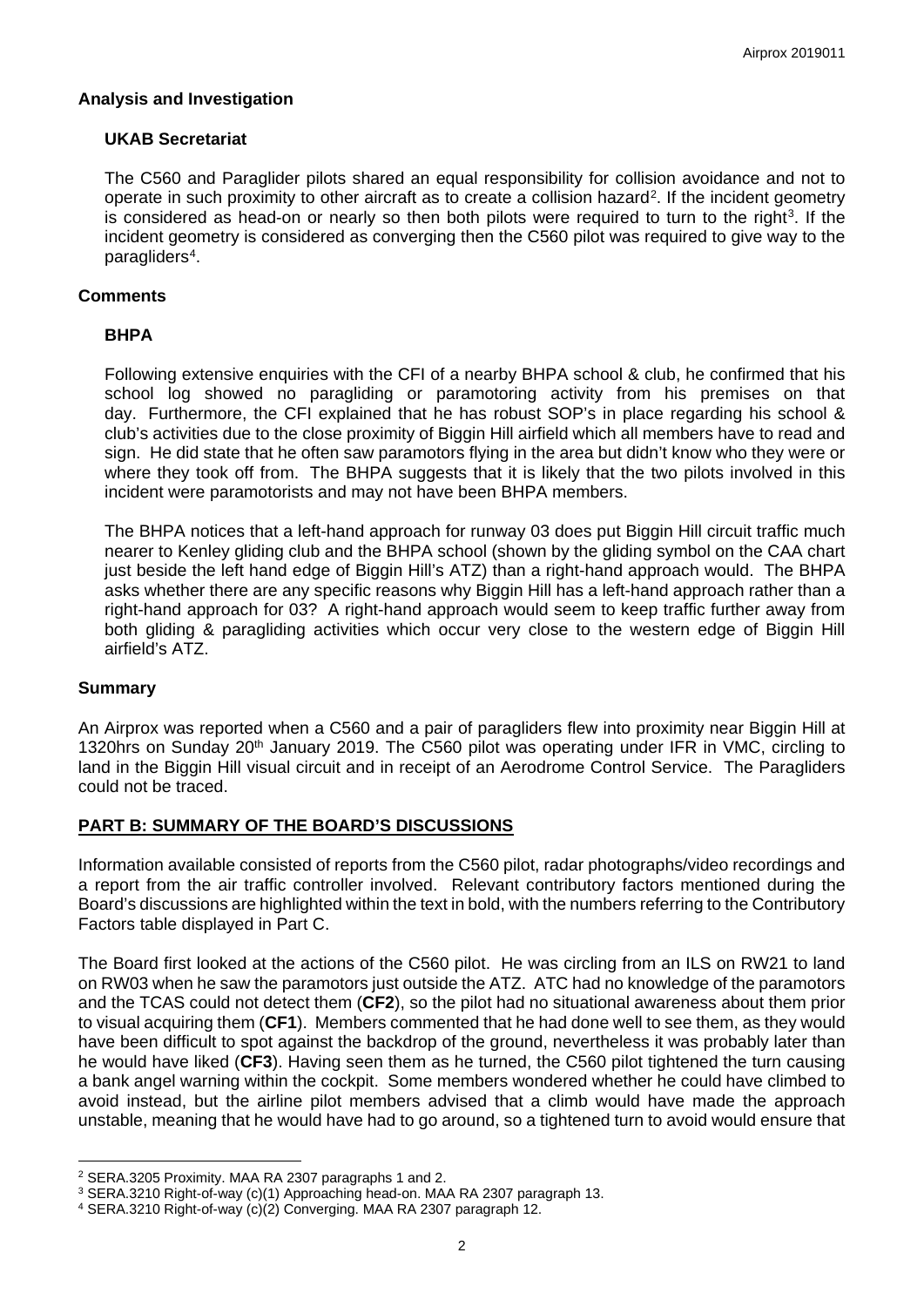## Analysis and Investigation

### UKAB Secretariat

The C560 and Paraglider pilots shared an equal responsibility for collision avoidance and not to operate in such proximity to other aircraft as to create a collision hazard[2]. If the incident geometry is considered as head-on or nearly so then both pilots were required to turn to the right[3]. If the incident geometry is considered as converging then the C560 pilot was required to give way to the paragliders[4].

## Comments

### BHPA

Following extensive enquiries with the CFI of a nearby BHPA school & club, he confirmed that his school log showed no paragliding or paramotoring activity from his premises on that day. Furthermore, the CFI explained that he has robust SOP's in place regarding his school & club's activities due to the close proximity of Biggin Hill airfield which all members have to read and sign. He did state that he often saw paramotors flying in the area but didn't know who they were or where they took off from. The BHPA suggests that it is likely that the two pilots involved in this incident were paramotorists and may not have been BHPA members.

The BHPA notices that a left-hand approach for runway 03 does put Biggin Hill circuit traffic much nearer to Kenley gliding club and the BHPA school (shown by the gliding symbol on the CAA chart just beside the left hand edge of Biggin Hill's ATZ) than a right-hand approach would. The BHPA asks whether there are any specific reasons why Biggin Hill has a left-hand approach rather than a right-hand approach for 03? A right-hand approach would seem to keep traffic further away from both gliding & paragliding activities which occur very close to the western edge of Biggin Hill airfield's ATZ.

## Summary

An Airprox was reported when a C560 and a pair of paragliders flew into proximity near Biggin Hill at 1320hrs on Sunday 20th January 2019. The C560 pilot was operating under IFR in VMC, circling to land in the Biggin Hill visual circuit and in receipt of an Aerodrome Control Service. The Paragliders could not be traced.

## PART B: SUMMARY OF THE BOARD'S DISCUSSIONS

Information available consisted of reports from the C560 pilot, radar photographs/video recordings and a report from the air traffic controller involved. Relevant contributory factors mentioned during the Board's discussions are highlighted within the text in bold, with the numbers referring to the Contributory Factors table displayed in Part C.

The Board first looked at the actions of the C560 pilot. He was circling from an ILS on RW21 to land on RW03 when he saw the paramotors just outside the ATZ. ATC had no knowledge of the paramotors and the TCAS could not detect them (**CF2**), so the pilot had no situational awareness about them prior to visual acquiring them (**CF1**). Members commented that he had done well to see them, as they would have been difficult to spot against the backdrop of the ground, nevertheless it was probably later than he would have liked (**CF3**). Having seen them as he turned, the C560 pilot tightened the turn causing a bank angel warning within the cockpit. Some members wondered whether he could have climbed to avoid instead, but the airline pilot members advised that a climb would have made the approach unstable, meaning that he would have had to go around, so a tightened turn to avoid would ensure that

---

[2] SERA.3205 Proximity. MAA RA 2307 paragraphs 1 and 2.

[3] SERA.3210 Right-of-way (c)(1) Approaching head-on. MAA RA 2307 paragraph 13.

[4] SERA.3210 Right-of-way (c)(2) Converging. MAA RA 2307 paragraph 12.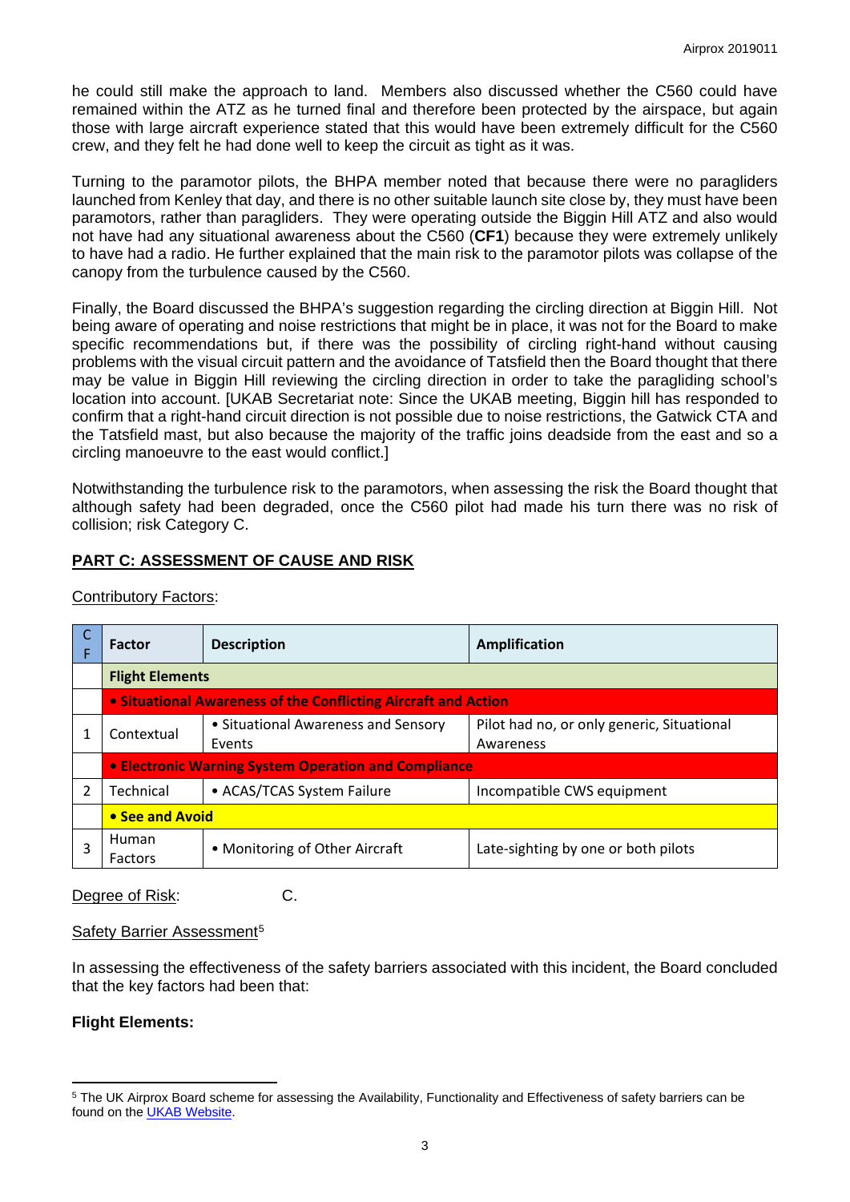he could still make the approach to land. Members also discussed whether the C560 could have remained within the ATZ as he turned final and therefore been protected by the airspace, but again those with large aircraft experience stated that this would have been extremely difficult for the C560 crew, and they felt he had done well to keep the circuit as tight as it was.

Turning to the paramotor pilots, the BHPA member noted that because there were no paragliders launched from Kenley that day, and there is no other suitable launch site close by, they must have been paramotors, rather than paragliders. They were operating outside the Biggin Hill ATZ and also would not have had any situational awareness about the C560 (**CF1**) because they were extremely unlikely to have had a radio. He further explained that the main risk to the paramotor pilots was collapse of the canopy from the turbulence caused by the C560.

Finally, the Board discussed the BHPA's suggestion regarding the circling direction at Biggin Hill. Not being aware of operating and noise restrictions that might be in place, it was not for the Board to make specific recommendations but, if there was the possibility of circling right-hand without causing problems with the visual circuit pattern and the avoidance of Tatsfield then the Board thought that there may be value in Biggin Hill reviewing the circling direction in order to take the paragliding school's location into account. [UKAB Secretariat note: Since the UKAB meeting, Biggin hill has responded to confirm that a right-hand circuit direction is not possible due to noise restrictions, the Gatwick CTA and the Tatsfield mast, but also because the majority of the traffic joins deadside from the east and so a circling manoeuvre to the east would conflict.]

Notwithstanding the turbulence risk to the paramotors, when assessing the risk the Board thought that although safety had been degraded, once the C560 pilot had made his turn there was no risk of collision; risk Category C.

## PART C: ASSESSMENT OF CAUSE AND RISK

Contributory Factors:

| CF | Factor | Description | Amplification |
|---|---|---|---|
| | **Flight Elements** | | |
| | **• Situational Awareness of the Conflicting Aircraft and Action** | | |
| 1 | Contextual | • Situational Awareness and Sensory Events | Pilot had no, or only generic, Situational Awareness |
| | **• Electronic Warning System Operation and Compliance** | | |
| 2 | Technical | • ACAS/TCAS System Failure | Incompatible CWS equipment |
| | **• See and Avoid** | | |
| 3 | Human Factors | • Monitoring of Other Aircraft | Late-sighting by one or both pilots |

Degree of Risk: C.

Safety Barrier Assessment[5]

In assessing the effectiveness of the safety barriers associated with this incident, the Board concluded that the key factors had been that:

**Flight Elements:**

[5] The UK Airprox Board scheme for assessing the Availability, Functionality and Effectiveness of safety barriers can be found on the UKAB Website.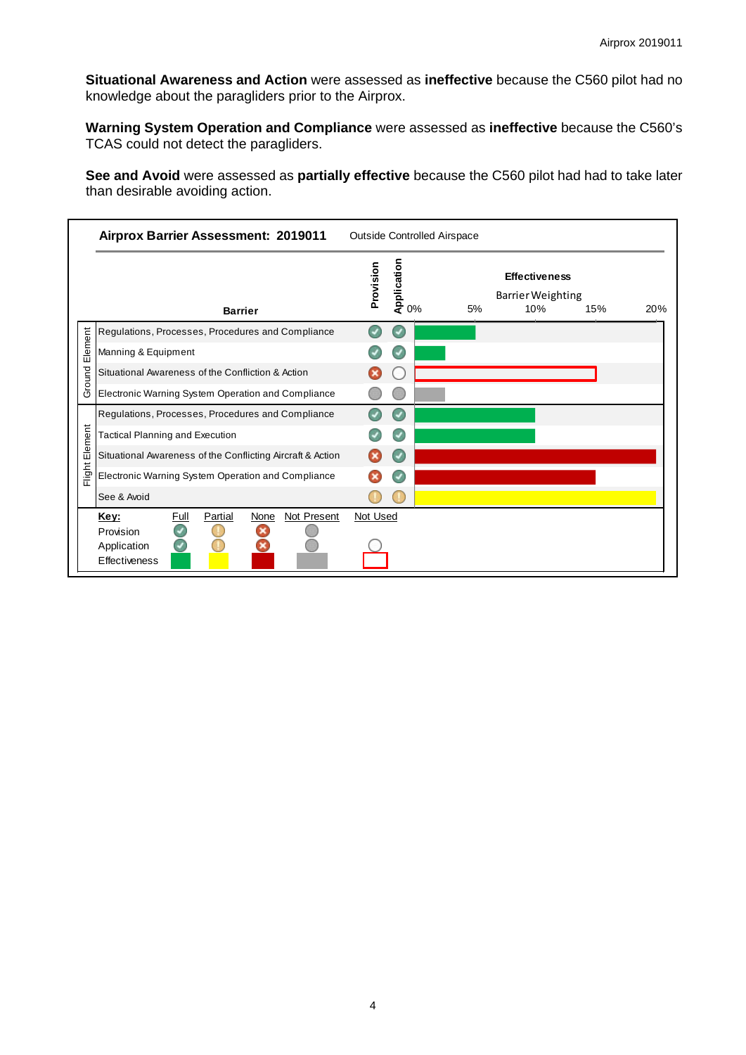**Situational Awareness and Action** were assessed as **ineffective** because the C560 pilot had no knowledge about the paragliders prior to the Airprox.

**Warning System Operation and Compliance** were assessed as **ineffective** because the C560's TCAS could not detect the paragliders.

**See and Avoid** were assessed as **partially effective** because the C560 pilot had had to take later than desirable avoiding action.

**Airprox Barrier Assessment: 2019011** Outside Controlled Airspace

Barrier
Provision
Application
Effectiveness
Barrier Weighting
0% 5% 10% 15% 20%

Ground Element
Regulations, Processes, Procedures and Compliance
Manning & Equipment
Situational Awareness of the Confliction & Action
Electronic Warning System Operation and Compliance

Flight Element
Regulations, Processes, Procedures and Compliance
Tactical Planning and Execution
Situational Awareness of the Conflicting Aircraft & Action
Electronic Warning System Operation and Compliance
See & Avoid

Key: Full Partial None Not Present Not Used
Provision
Application
Effectiveness